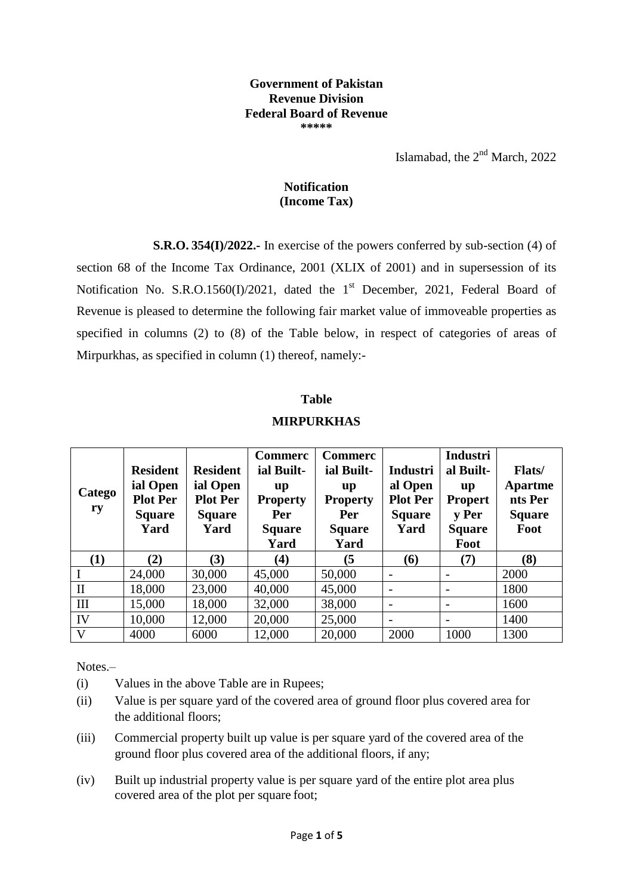**Government of Pakistan**
**Revenue Division**
**Federal Board of Revenue**
**\*\*\*\*\***

Islamabad, the 2nd March, 2022

**Notification**
**(Income Tax)**

**S.R.O. 354(I)/2022.-** In exercise of the powers conferred by sub-section (4) of section 68 of the Income Tax Ordinance, 2001 (XLIX of 2001) and in supersession of its Notification No. S.R.O.1560(I)/2021, dated the 1st December, 2021, Federal Board of Revenue is pleased to determine the following fair market value of immoveable properties as specified in columns (2) to (8) of the Table below, in respect of categories of areas of Mirpurkhas, as specified in column (1) thereof, namely:-

**Table**

**MIRPURKHAS**

| Category | Residential Open Plot Per Square Yard | Residential Open Plot Per Square Yard | Commercial Built-up Property Per Square Yard | Commercial Built-up Property Per Square Yard | Industrial Open Plot Per Square Yard | Industrial Built-up Property Per Square Foot | Flats/ Apartments Per Square Foot |
|---|---|---|---|---|---|---|---|
| **(1)** | **(2)** | **(3)** | **(4)** | **(5** | **(6)** | **(7)** | **(8)** |
| I | 24,000 | 30,000 | 45,000 | 50,000 | - | - | 2000 |
| II | 18,000 | 23,000 | 40,000 | 45,000 | - | - | 1800 |
| III | 15,000 | 18,000 | 32,000 | 38,000 | - | - | 1600 |
| IV | 10,000 | 12,000 | 20,000 | 25,000 | - | - | 1400 |
| V | 4000 | 6000 | 12,000 | 20,000 | 2000 | 1000 | 1300 |

Notes.–

(i) Values in the above Table are in Rupees;

(ii) Value is per square yard of the covered area of ground floor plus covered area for the additional floors;

(iii) Commercial property built up value is per square yard of the covered area of the ground floor plus covered area of the additional floors, if any;

(iv) Built up industrial property value is per square yard of the entire plot area plus covered area of the plot per square foot;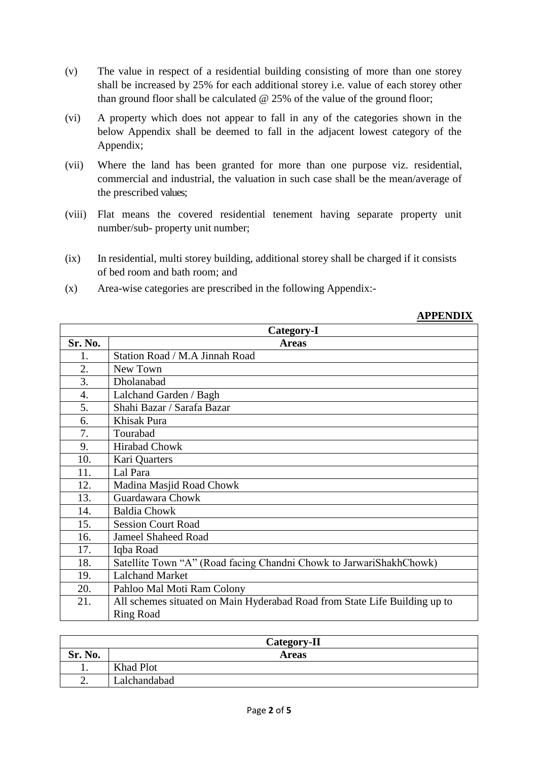(v) The value in respect of a residential building consisting of more than one storey shall be increased by 25% for each additional storey i.e. value of each storey other than ground floor shall be calculated @ 25% of the value of the ground floor;

(vi) A property which does not appear to fall in any of the categories shown in the below Appendix shall be deemed to fall in the adjacent lowest category of the Appendix;

(vii) Where the land has been granted for more than one purpose viz. residential, commercial and industrial, the valuation in such case shall be the mean/average of the prescribed values;

(viii) Flat means the covered residential tenement having separate property unit number/sub- property unit number;

(ix) In residential, multi storey building, additional storey shall be charged if it consists of bed room and bath room; and

(x) Area-wise categories are prescribed in the following Appendix:-

**APPENDIX**

| Category-I | |
|---|---|
| **Sr. No.** | **Areas** |
| 1. | Station Road / M.A Jinnah Road |
| 2. | New Town |
| 3. | Dholanabad |
| 4. | Lalchand Garden / Bagh |
| 5. | Shahi Bazar / Sarafa Bazar |
| 6. | Khisak Pura |
| 7. | Tourabad |
| 9. | Hirabad Chowk |
| 10. | Kari Quarters |
| 11. | Lal Para |
| 12. | Madina Masjid Road Chowk |
| 13. | Guardawara Chowk |
| 14. | Baldia Chowk |
| 15. | Session Court Road |
| 16. | Jameel Shaheed Road |
| 17. | Iqba Road |
| 18. | Satellite Town "A" (Road facing Chandni Chowk to JarwariShakhChowk) |
| 19. | Lalchand Market |
| 20. | Pahloo Mal Moti Ram Colony |
| 21. | All schemes situated on Main Hyderabad Road from State Life Building up to Ring Road |

| Category-II | |
|---|---|
| **Sr. No.** | **Areas** |
| 1. | Khad Plot |
| 2. | Lalchandabad |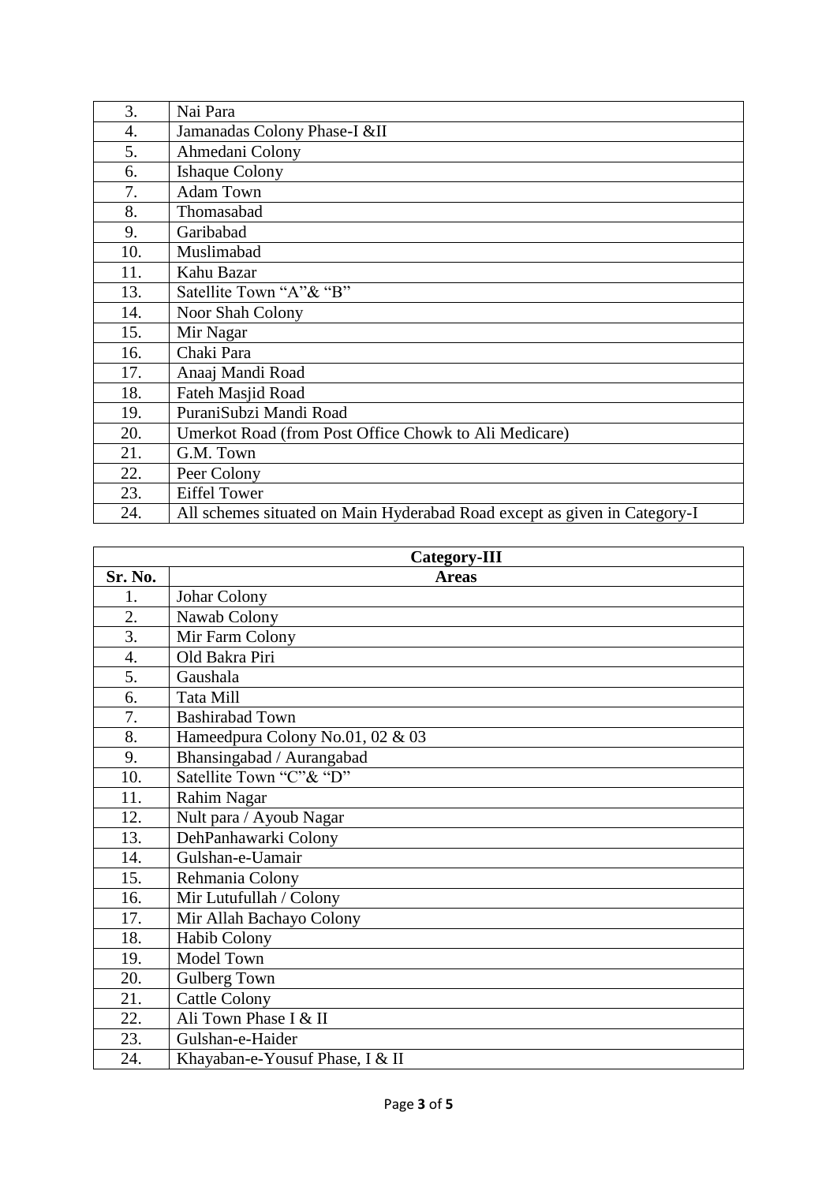| | |
|---|---|
| 3. | Nai Para |
| 4. | Jamanadas Colony Phase-I &II |
| 5. | Ahmedani Colony |
| 6. | Ishaque Colony |
| 7. | Adam Town |
| 8. | Thomasabad |
| 9. | Garibabad |
| 10. | Muslimabad |
| 11. | Kahu Bazar |
| 13. | Satellite Town "A"& "B" |
| 14. | Noor Shah Colony |
| 15. | Mir Nagar |
| 16. | Chaki Para |
| 17. | Anaaj Mandi Road |
| 18. | Fateh Masjid Road |
| 19. | PuraniSubzi Mandi Road |
| 20. | Umerkot Road (from Post Office Chowk to Ali Medicare) |
| 21. | G.M. Town |
| 22. | Peer Colony |
| 23. | Eiffel Tower |
| 24. | All schemes situated on Main Hyderabad Road except as given in Category-I |

| **Category-III** | |
|---|---|
| **Sr. No.** | **Areas** |
| 1. | Johar Colony |
| 2. | Nawab Colony |
| 3. | Mir Farm Colony |
| 4. | Old Bakra Piri |
| 5. | Gaushala |
| 6. | Tata Mill |
| 7. | Bashirabad Town |
| 8. | Hameedpura Colony No.01, 02 & 03 |
| 9. | Bhansingabad / Aurangabad |
| 10. | Satellite Town "C"& "D" |
| 11. | Rahim Nagar |
| 12. | Nult para / Ayoub Nagar |
| 13. | DehPanhawarki Colony |
| 14. | Gulshan-e-Uamair |
| 15. | Rehmania Colony |
| 16. | Mir Lutufullah / Colony |
| 17. | Mir Allah Bachayo Colony |
| 18. | Habib Colony |
| 19. | Model Town |
| 20. | Gulberg Town |
| 21. | Cattle Colony |
| 22. | Ali Town Phase I & II |
| 23. | Gulshan-e-Haider |
| 24. | Khayaban-e-Yousuf Phase, I & II |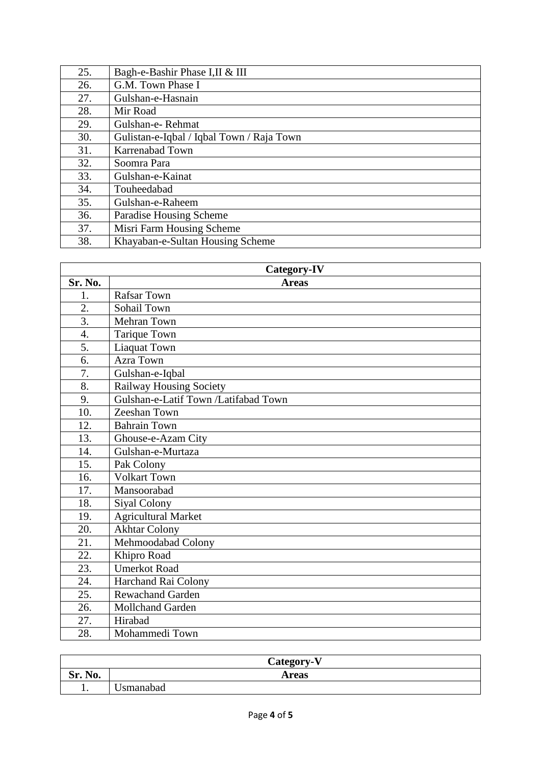| | |
|---|---|
| 25. | Bagh-e-Bashir Phase I,II & III |
| 26. | G.M. Town Phase I |
| 27. | Gulshan-e-Hasnain |
| 28. | Mir Road |
| 29. | Gulshan-e- Rehmat |
| 30. | Gulistan-e-Iqbal / Iqbal Town / Raja Town |
| 31. | Karrenabad Town |
| 32. | Soomra Para |
| 33. | Gulshan-e-Kainat |
| 34. | Touheedabad |
| 35. | Gulshan-e-Raheem |
| 36. | Paradise Housing Scheme |
| 37. | Misri Farm Housing Scheme |
| 38. | Khayaban-e-Sultan Housing Scheme |

| **Category-IV** | |
|---|---|
| **Sr. No.** | **Areas** |
| 1. | Rafsar Town |
| 2. | Sohail Town |
| 3. | Mehran Town |
| 4. | Tarique Town |
| 5. | Liaquat Town |
| 6. | Azra Town |
| 7. | Gulshan-e-Iqbal |
| 8. | Railway Housing Society |
| 9. | Gulshan-e-Latif Town /Latifabad Town |
| 10. | Zeeshan Town |
| 12. | Bahrain Town |
| 13. | Ghouse-e-Azam City |
| 14. | Gulshan-e-Murtaza |
| 15. | Pak Colony |
| 16. | Volkart Town |
| 17. | Mansoorabad |
| 18. | Siyal Colony |
| 19. | Agricultural Market |
| 20. | Akhtar Colony |
| 21. | Mehmoodabad Colony |
| 22. | Khipro Road |
| 23. | Umerkot Road |
| 24. | Harchand Rai Colony |
| 25. | Rewachand Garden |
| 26. | Mollchand Garden |
| 27. | Hirabad |
| 28. | Mohammedi Town |

| **Category-V** | |
|---|---|
| **Sr. No.** | **Areas** |
| 1. | Usmanabad |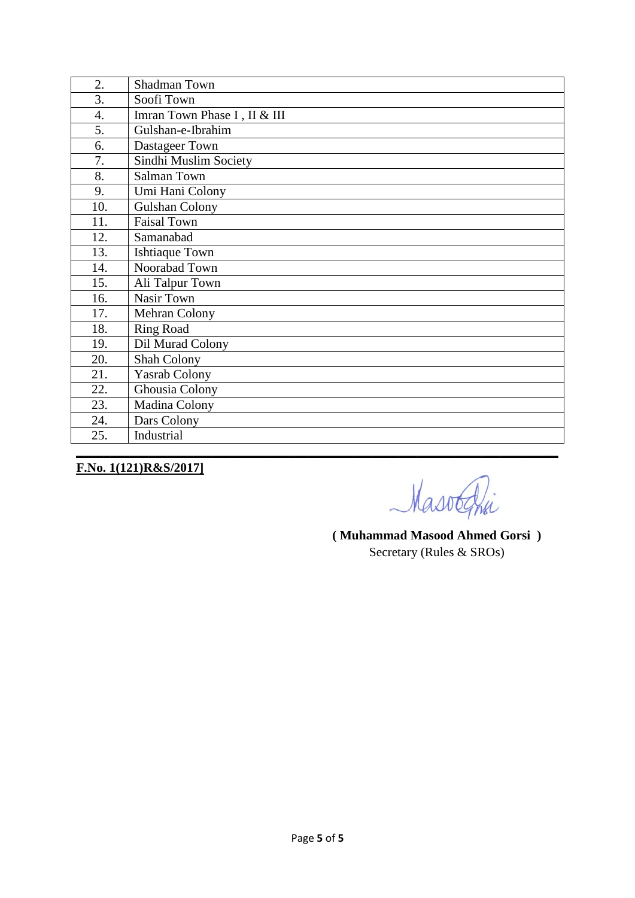| | |
|---|---|
| 2. | Shadman Town |
| 3. | Soofi Town |
| 4. | Imran Town Phase I , II & III |
| 5. | Gulshan-e-Ibrahim |
| 6. | Dastageer Town |
| 7. | Sindhi Muslim Society |
| 8. | Salman Town |
| 9. | Umi Hani Colony |
| 10. | Gulshan Colony |
| 11. | Faisal Town |
| 12. | Samanabad |
| 13. | Ishtiaque Town |
| 14. | Noorabad Town |
| 15. | Ali Talpur Town |
| 16. | Nasir Town |
| 17. | Mehran Colony |
| 18. | Ring Road |
| 19. | Dil Murad Colony |
| 20. | Shah Colony |
| 21. | Yasrab Colony |
| 22. | Ghousia Colony |
| 23. | Madina Colony |
| 24. | Dars Colony |
| 25. | Industrial |

**F.No. 1(121)R&S/2017]**

**( Muhammad Masood Ahmed Gorsi )**
Secretary (Rules & SROs)